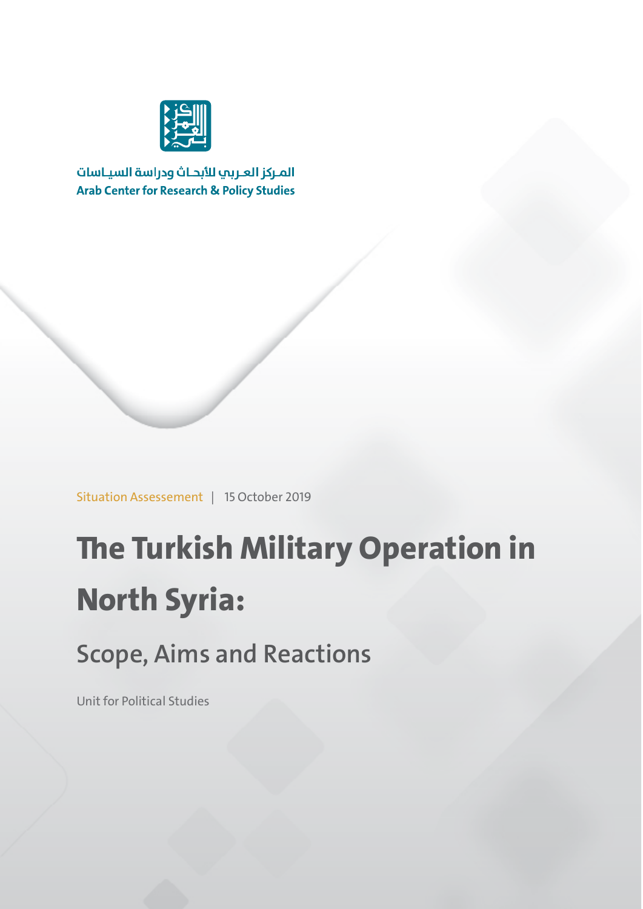المـركز العـربي للأبحـاث ودراسة السيـاسات
Arab Center for Research & Policy Studies

Situation Assessement | 15 October 2019

# The Turkish Military Operation in North Syria:

## Scope, Aims and Reactions

Unit for Political Studies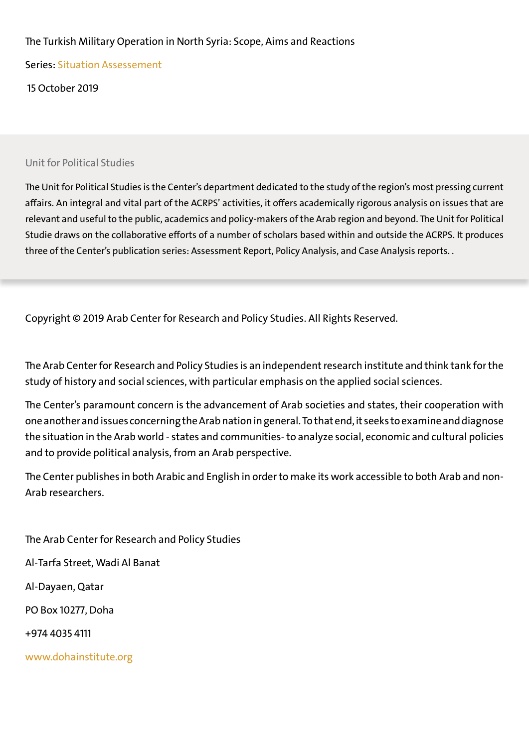The Turkish Military Operation in North Syria: Scope, Aims and Reactions

Series: Situation Assessement

15 October 2019

Unit for Political Studies

The Unit for Political Studies is the Center's department dedicated to the study of the region's most pressing current affairs. An integral and vital part of the ACRPS' activities, it offers academically rigorous analysis on issues that are relevant and useful to the public, academics and policy-makers of the Arab region and beyond. The Unit for Political Studie draws on the collaborative efforts of a number of scholars based within and outside the ACRPS. It produces three of the Center's publication series: Assessment Report, Policy Analysis, and Case Analysis reports. .

Copyright © 2019 Arab Center for Research and Policy Studies. All Rights Reserved.

The Arab Center for Research and Policy Studies is an independent research institute and think tank for the study of history and social sciences, with particular emphasis on the applied social sciences.

The Center's paramount concern is the advancement of Arab societies and states, their cooperation with one another and issues concerning the Arab nation in general. To that end, it seeks to examine and diagnose the situation in the Arab world - states and communities- to analyze social, economic and cultural policies and to provide political analysis, from an Arab perspective.

The Center publishes in both Arabic and English in order to make its work accessible to both Arab and non-Arab researchers.

The Arab Center for Research and Policy Studies

Al-Tarfa Street, Wadi Al Banat

Al-Dayaen, Qatar

PO Box 10277, Doha

+974 4035 4111

www.dohainstitute.org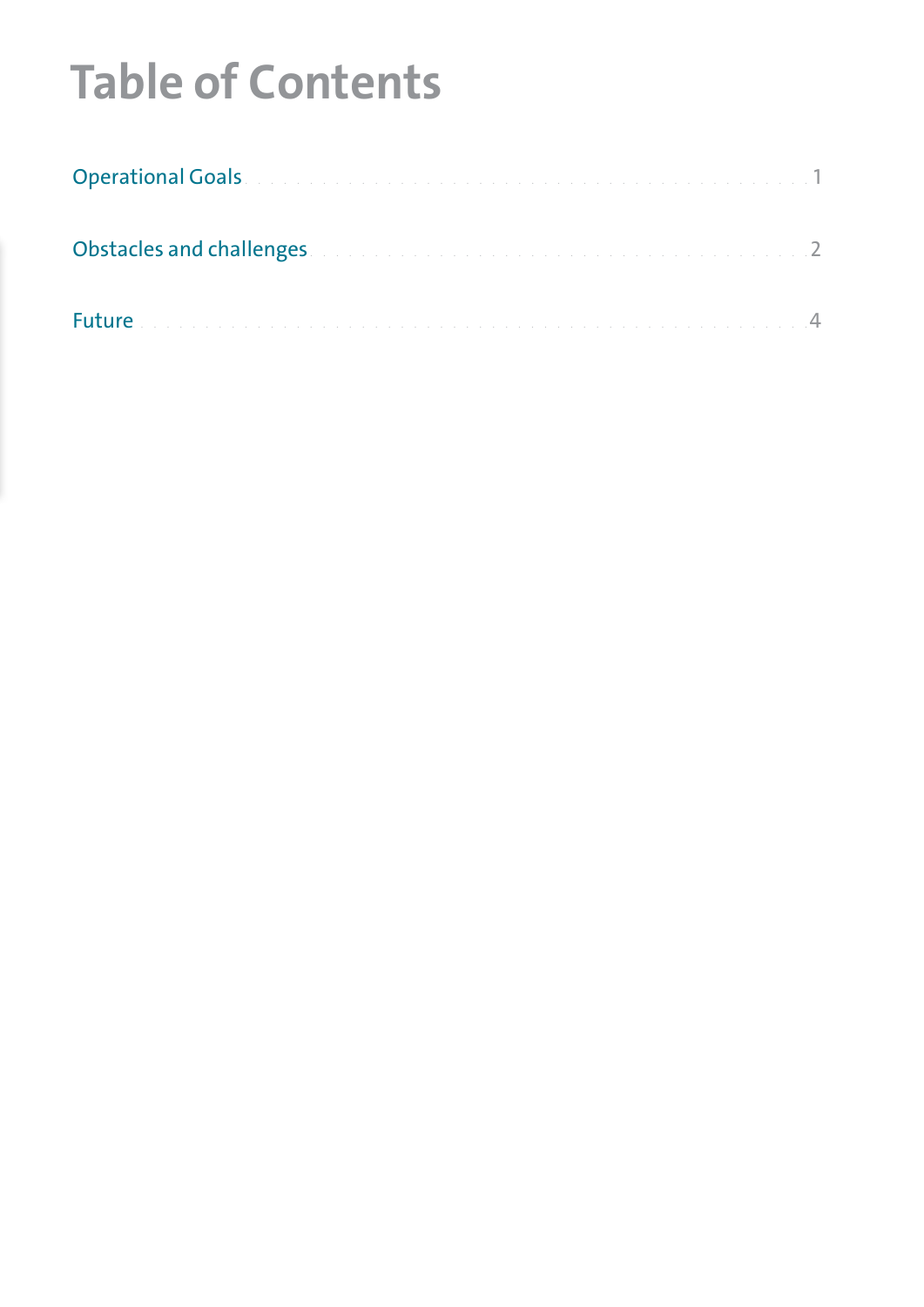# Table of Contents

Operational Goals . . . . . . . . . . . . . . . . . . . . . . . . . . . . . . . . . . . . . . . . 1

Obstacles and challenges . . . . . . . . . . . . . . . . . . . . . . . . . . . . . . . . . . . 2

Future . . . . . . . . . . . . . . . . . . . . . . . . . . . . . . . . . . . . . . . . . . . . . . . . 4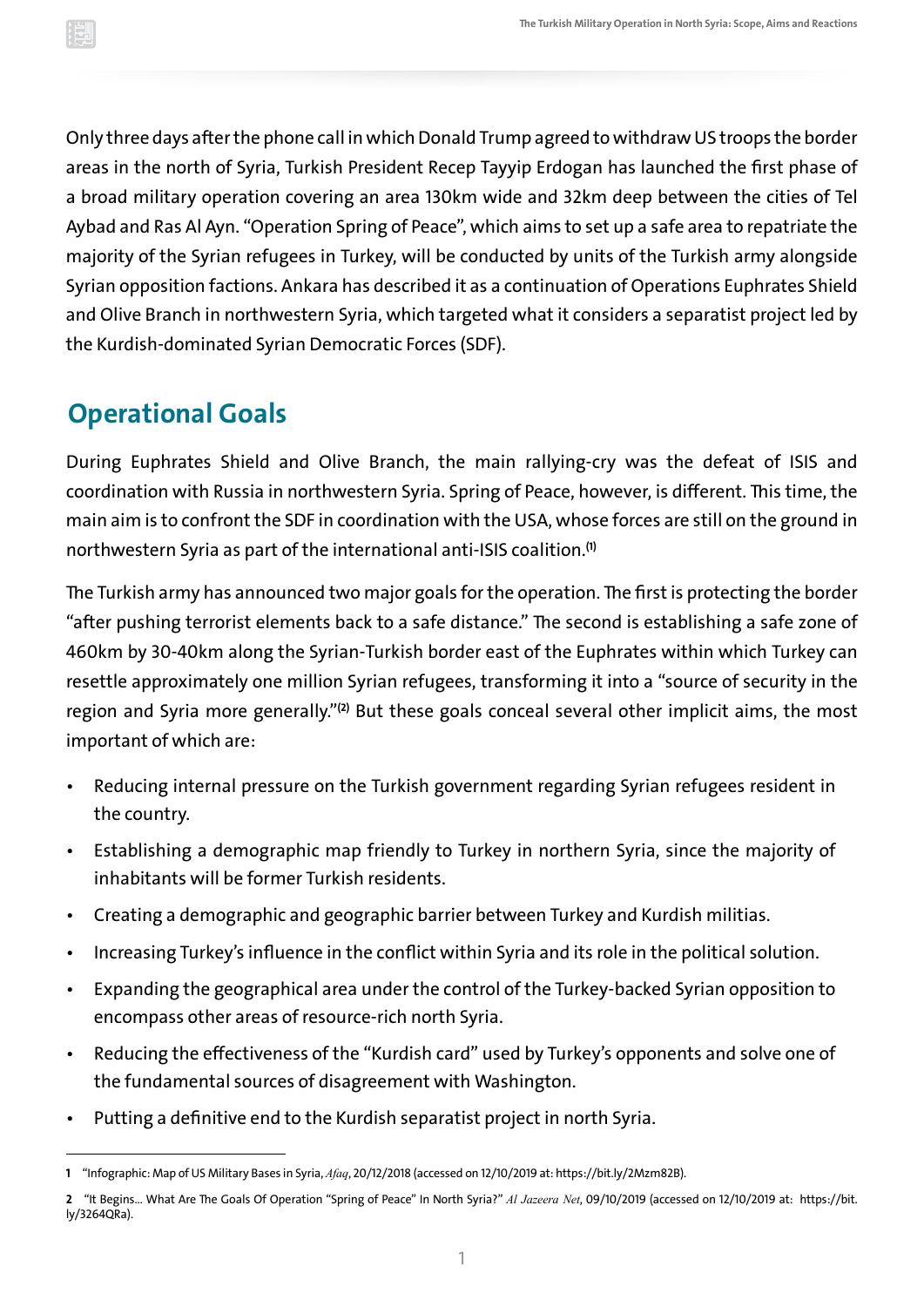Only three days after the phone call in which Donald Trump agreed to withdraw US troops the border areas in the north of Syria, Turkish President Recep Tayyip Erdogan has launched the first phase of a broad military operation covering an area 130km wide and 32km deep between the cities of Tel Aybad and Ras Al Ayn. "Operation Spring of Peace", which aims to set up a safe area to repatriate the majority of the Syrian refugees in Turkey, will be conducted by units of the Turkish army alongside Syrian opposition factions. Ankara has described it as a continuation of Operations Euphrates Shield and Olive Branch in northwestern Syria, which targeted what it considers a separatist project led by the Kurdish-dominated Syrian Democratic Forces (SDF).

## Operational Goals

During Euphrates Shield and Olive Branch, the main rallying-cry was the defeat of ISIS and coordination with Russia in northwestern Syria. Spring of Peace, however, is different. This time, the main aim is to confront the SDF in coordination with the USA, whose forces are still on the ground in northwestern Syria as part of the international anti-ISIS coalition.[1]

The Turkish army has announced two major goals for the operation. The first is protecting the border "after pushing terrorist elements back to a safe distance." The second is establishing a safe zone of 460km by 30-40km along the Syrian-Turkish border east of the Euphrates within which Turkey can resettle approximately one million Syrian refugees, transforming it into a "source of security in the region and Syria more generally."[2] But these goals conceal several other implicit aims, the most important of which are:

- Reducing internal pressure on the Turkish government regarding Syrian refugees resident in the country.
- Establishing a demographic map friendly to Turkey in northern Syria, since the majority of inhabitants will be former Turkish residents.
- Creating a demographic and geographic barrier between Turkey and Kurdish militias.
- Increasing Turkey's influence in the conflict within Syria and its role in the political solution.
- Expanding the geographical area under the control of the Turkey-backed Syrian opposition to encompass other areas of resource-rich north Syria.
- Reducing the effectiveness of the "Kurdish card" used by Turkey's opponents and solve one of the fundamental sources of disagreement with Washington.
- Putting a definitive end to the Kurdish separatist project in north Syria.

---

**1** "Infographic: Map of US Military Bases in Syria, *Afaq*, 20/12/2018 (accessed on 12/10/2019 at: https://bit.ly/2Mzm82B).

**2** "It Begins... What Are The Goals Of Operation "Spring of Peace" In North Syria?" *Al Jazeera Net*, 09/10/2019 (accessed on 12/10/2019 at: https://bit.ly/3264QRa).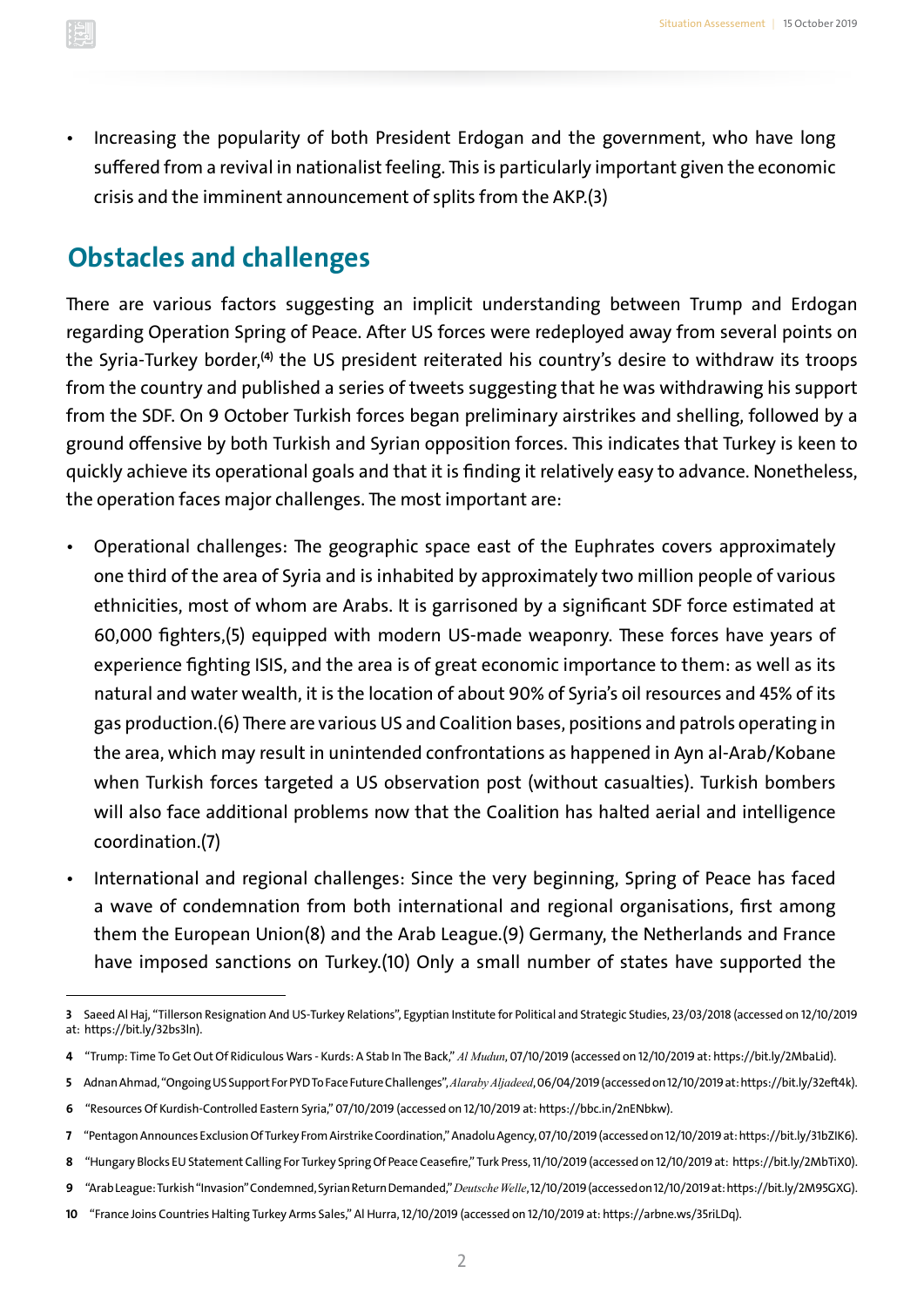- Increasing the popularity of both President Erdogan and the government, who have long suffered from a revival in nationalist feeling. This is particularly important given the economic crisis and the imminent announcement of splits from the AKP.(3)

## Obstacles and challenges

There are various factors suggesting an implicit understanding between Trump and Erdogan regarding Operation Spring of Peace. After US forces were redeployed away from several points on the Syria-Turkey border,[4] the US president reiterated his country's desire to withdraw its troops from the country and published a series of tweets suggesting that he was withdrawing his support from the SDF. On 9 October Turkish forces began preliminary airstrikes and shelling, followed by a ground offensive by both Turkish and Syrian opposition forces. This indicates that Turkey is keen to quickly achieve its operational goals and that it is finding it relatively easy to advance. Nonetheless, the operation faces major challenges. The most important are:

- Operational challenges: The geographic space east of the Euphrates covers approximately one third of the area of Syria and is inhabited by approximately two million people of various ethnicities, most of whom are Arabs. It is garrisoned by a significant SDF force estimated at 60,000 fighters,(5) equipped with modern US-made weaponry. These forces have years of experience fighting ISIS, and the area is of great economic importance to them: as well as its natural and water wealth, it is the location of about 90% of Syria's oil resources and 45% of its gas production.(6) There are various US and Coalition bases, positions and patrols operating in the area, which may result in unintended confrontations as happened in Ayn al-Arab/Kobane when Turkish forces targeted a US observation post (without casualties). Turkish bombers will also face additional problems now that the Coalition has halted aerial and intelligence coordination.(7)
- International and regional challenges: Since the very beginning, Spring of Peace has faced a wave of condemnation from both international and regional organisations, first among them the European Union(8) and the Arab League.(9) Germany, the Netherlands and France have imposed sanctions on Turkey.(10) Only a small number of states have supported the

---

3 Saeed Al Haj, "Tillerson Resignation And US-Turkey Relations", Egyptian Institute for Political and Strategic Studies, 23/03/2018 (accessed on 12/10/2019 at: https://bit.ly/32bs3ln).

4 "Trump: Time To Get Out Of Ridiculous Wars - Kurds: A Stab In The Back," *Al Mudun*, 07/10/2019 (accessed on 12/10/2019 at: https://bit.ly/2MbaLid).

5 Adnan Ahmad, "Ongoing US Support For PYD To Face Future Challenges", *Alaraby Aljadeed*, 06/04/2019 (accessed on 12/10/2019 at: https://bit.ly/32eft4k).

6 "Resources Of Kurdish-Controlled Eastern Syria," 07/10/2019 (accessed on 12/10/2019 at: https://bbc.in/2nENbkw).

7 "Pentagon Announces Exclusion Of Turkey From Airstrike Coordination," Anadolu Agency, 07/10/2019 (accessed on 12/10/2019 at: https://bit.ly/31bZIK6).

8 "Hungary Blocks EU Statement Calling For Turkey Spring Of Peace Ceasefire," Turk Press, 11/10/2019 (accessed on 12/10/2019 at: https://bit.ly/2MbTiX0).

9 "Arab League: Turkish "Invasion" Condemned, Syrian Return Demanded," *Deutsche Welle*, 12/10/2019 (accessed on 12/10/2019 at: https://bit.ly/2M95GXG).

10 "France Joins Countries Halting Turkey Arms Sales," Al Hurra, 12/10/2019 (accessed on 12/10/2019 at: https://arbne.ws/35riLDq).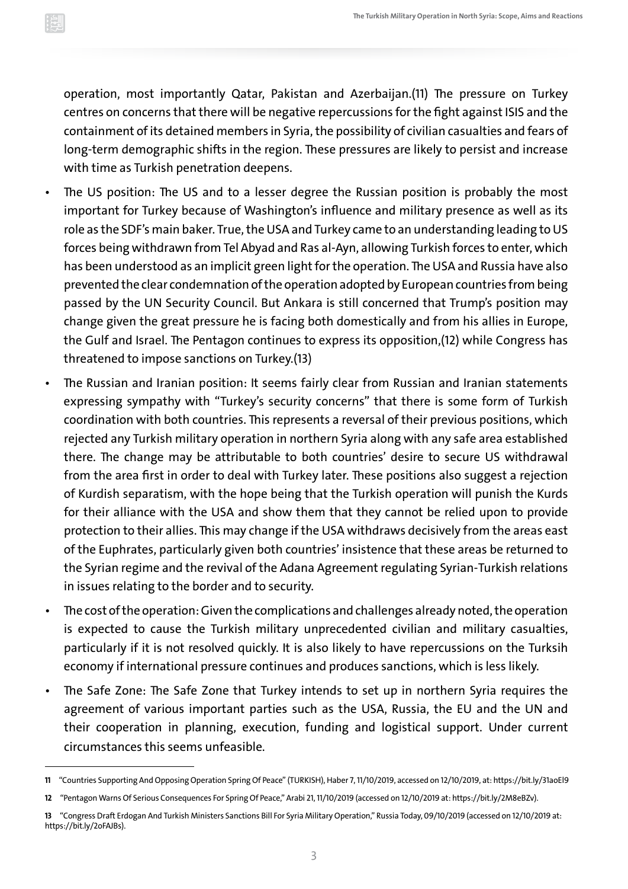operation, most importantly Qatar, Pakistan and Azerbaijan.(11) The pressure on Turkey centres on concerns that there will be negative repercussions for the fight against ISIS and the containment of its detained members in Syria, the possibility of civilian casualties and fears of long-term demographic shifts in the region. These pressures are likely to persist and increase with time as Turkish penetration deepens.

- The US position: The US and to a lesser degree the Russian position is probably the most important for Turkey because of Washington's influence and military presence as well as its role as the SDF's main baker. True, the USA and Turkey came to an understanding leading to US forces being withdrawn from Tel Abyad and Ras al-Ayn, allowing Turkish forces to enter, which has been understood as an implicit green light for the operation. The USA and Russia have also prevented the clear condemnation of the operation adopted by European countries from being passed by the UN Security Council. But Ankara is still concerned that Trump's position may change given the great pressure he is facing both domestically and from his allies in Europe, the Gulf and Israel. The Pentagon continues to express its opposition,(12) while Congress has threatened to impose sanctions on Turkey.(13)
- The Russian and Iranian position: It seems fairly clear from Russian and Iranian statements expressing sympathy with "Turkey's security concerns" that there is some form of Turkish coordination with both countries. This represents a reversal of their previous positions, which rejected any Turkish military operation in northern Syria along with any safe area established there. The change may be attributable to both countries' desire to secure US withdrawal from the area first in order to deal with Turkey later. These positions also suggest a rejection of Kurdish separatism, with the hope being that the Turkish operation will punish the Kurds for their alliance with the USA and show them that they cannot be relied upon to provide protection to their allies. This may change if the USA withdraws decisively from the areas east of the Euphrates, particularly given both countries' insistence that these areas be returned to the Syrian regime and the revival of the Adana Agreement regulating Syrian-Turkish relations in issues relating to the border and to security.
- The cost of the operation: Given the complications and challenges already noted, the operation is expected to cause the Turkish military unprecedented civilian and military casualties, particularly if it is not resolved quickly. It is also likely to have repercussions on the Turksih economy if international pressure continues and produces sanctions, which is less likely.
- The Safe Zone: The Safe Zone that Turkey intends to set up in northern Syria requires the agreement of various important parties such as the USA, Russia, the EU and the UN and their cooperation in planning, execution, funding and logistical support. Under current circumstances this seems unfeasible.

---

**11** "Countries Supporting And Opposing Operation Spring Of Peace" (TURKISH), Haber 7, 11/10/2019, accessed on 12/10/2019, at: https://bit.ly/31aoEI9

**12** "Pentagon Warns Of Serious Consequences For Spring Of Peace," Arabi 21, 11/10/2019 (accessed on 12/10/2019 at: https://bit.ly/2M8eBZv).

**13** "Congress Draft Erdogan And Turkish Ministers Sanctions Bill For Syria Military Operation," Russia Today, 09/10/2019 (accessed on 12/10/2019 at: https://bit.ly/2oFAJBs).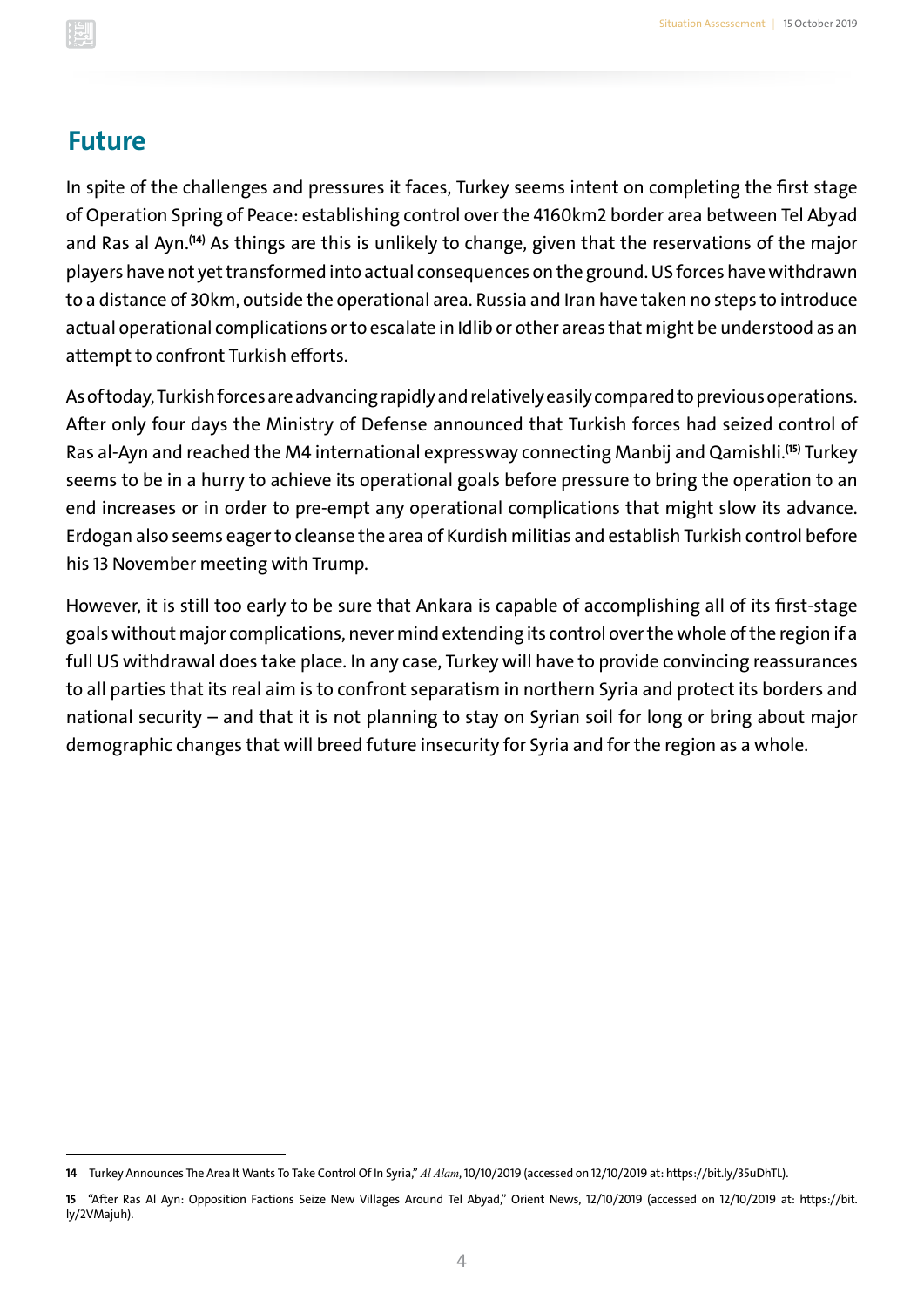## Future

In spite of the challenges and pressures it faces, Turkey seems intent on completing the first stage of Operation Spring of Peace: establishing control over the 4160km2 border area between Tel Abyad and Ras al Ayn.[14] As things are this is unlikely to change, given that the reservations of the major players have not yet transformed into actual consequences on the ground. US forces have withdrawn to a distance of 30km, outside the operational area. Russia and Iran have taken no steps to introduce actual operational complications or to escalate in Idlib or other areas that might be understood as an attempt to confront Turkish efforts.

As of today, Turkish forces are advancing rapidly and relatively easily compared to previous operations. After only four days the Ministry of Defense announced that Turkish forces had seized control of Ras al-Ayn and reached the M4 international expressway connecting Manbij and Qamishli.[15] Turkey seems to be in a hurry to achieve its operational goals before pressure to bring the operation to an end increases or in order to pre-empt any operational complications that might slow its advance. Erdogan also seems eager to cleanse the area of Kurdish militias and establish Turkish control before his 13 November meeting with Trump.

However, it is still too early to be sure that Ankara is capable of accomplishing all of its first-stage goals without major complications, never mind extending its control over the whole of the region if a full US withdrawal does take place. In any case, Turkey will have to provide convincing reassurances to all parties that its real aim is to confront separatism in northern Syria and protect its borders and national security – and that it is not planning to stay on Syrian soil for long or bring about major demographic changes that will breed future insecurity for Syria and for the region as a whole.

---

**14** Turkey Announces The Area It Wants To Take Control Of In Syria," *Al Alam*, 10/10/2019 (accessed on 12/10/2019 at: https://bit.ly/35uDhTL).

**15** "After Ras Al Ayn: Opposition Factions Seize New Villages Around Tel Abyad," Orient News, 12/10/2019 (accessed on 12/10/2019 at: https://bit.ly/2VMajuh).